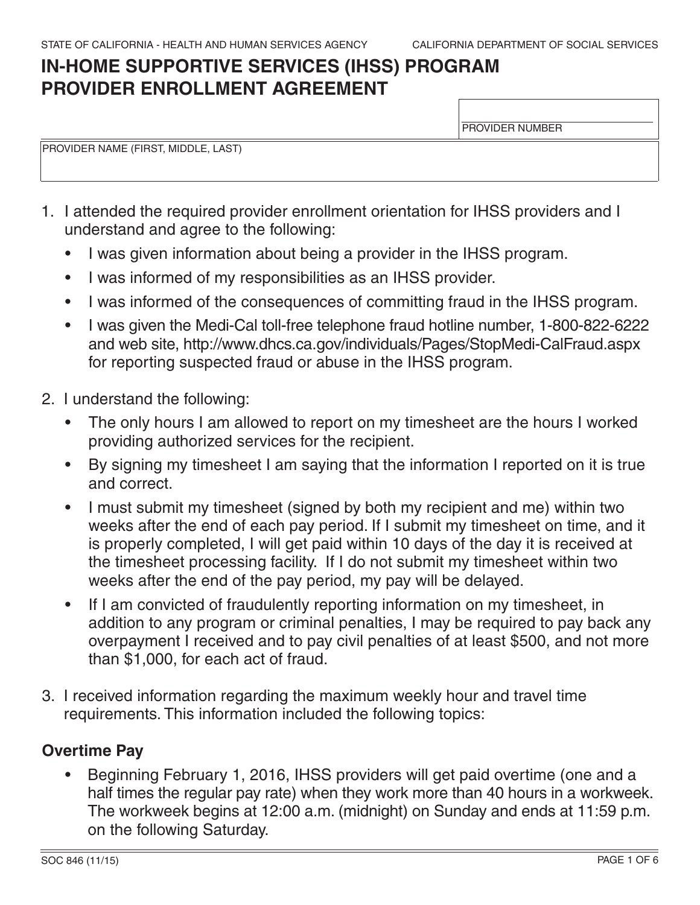STATE OF CALIFORNIA - HEALTH AND HUMAN SERVICES AGENCY CALIFORNIA DEPARTMENT OF SOCIAL SERVICES

# IN-HOME SUPPORTIVE SERVICES (IHSS) PROGRAM PROVIDER ENROLLMENT AGREEMENT

| PROVIDER NUMBER |
| --- |
| |

| PROVIDER NAME (FIRST, MIDDLE, LAST) |
| --- |
| |

1. I attended the required provider enrollment orientation for IHSS providers and I understand and agree to the following:
   - I was given information about being a provider in the IHSS program.
   - I was informed of my responsibilities as an IHSS provider.
   - I was informed of the consequences of committing fraud in the IHSS program.
   - I was given the Medi-Cal toll-free telephone fraud hotline number, 1-800-822-6222 and web site, http://www.dhcs.ca.gov/individuals/Pages/StopMedi-CalFraud.aspx for reporting suspected fraud or abuse in the IHSS program.

2. I understand the following:
   - The only hours I am allowed to report on my timesheet are the hours I worked providing authorized services for the recipient.
   - By signing my timesheet I am saying that the information I reported on it is true and correct.
   - I must submit my timesheet (signed by both my recipient and me) within two weeks after the end of each pay period. If I submit my timesheet on time, and it is properly completed, I will get paid within 10 days of the day it is received at the timesheet processing facility. If I do not submit my timesheet within two weeks after the end of the pay period, my pay will be delayed.
   - If I am convicted of fraudulently reporting information on my timesheet, in addition to any program or criminal penalties, I may be required to pay back any overpayment I received and to pay civil penalties of at least $500, and not more than $1,000, for each act of fraud.

3. I received information regarding the maximum weekly hour and travel time requirements. This information included the following topics:

## Overtime Pay

- Beginning February 1, 2016, IHSS providers will get paid overtime (one and a half times the regular pay rate) when they work more than 40 hours in a workweek. The workweek begins at 12:00 a.m. (midnight) on Sunday and ends at 11:59 p.m. on the following Saturday.

SOC 846 (11/15)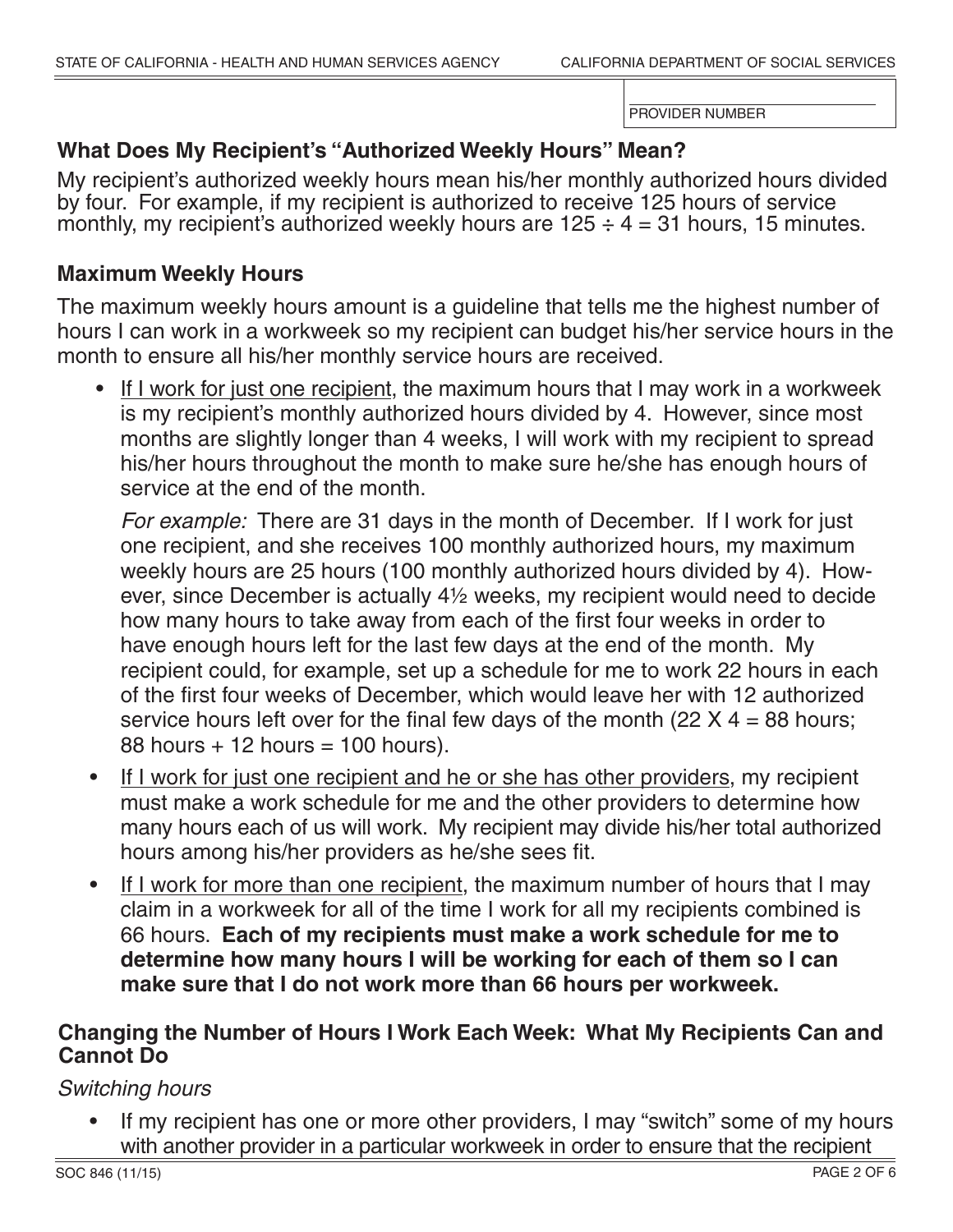PROVIDER NUMBER

## What Does My Recipient's "Authorized Weekly Hours" Mean?

My recipient's authorized weekly hours mean his/her monthly authorized hours divided by four. For example, if my recipient is authorized to receive 125 hours of service monthly, my recipient's authorized weekly hours are 125 ÷ 4 = 31 hours, 15 minutes.

## Maximum Weekly Hours

The maximum weekly hours amount is a guideline that tells me the highest number of hours I can work in a workweek so my recipient can budget his/her service hours in the month to ensure all his/her monthly service hours are received.

- If I work for just one recipient, the maximum hours that I may work in a workweek is my recipient's monthly authorized hours divided by 4. However, since most months are slightly longer than 4 weeks, I will work with my recipient to spread his/her hours throughout the month to make sure he/she has enough hours of service at the end of the month.

  *For example:* There are 31 days in the month of December. If I work for just one recipient, and she receives 100 monthly authorized hours, my maximum weekly hours are 25 hours (100 monthly authorized hours divided by 4). However, since December is actually 4½ weeks, my recipient would need to decide how many hours to take away from each of the first four weeks in order to have enough hours left for the last few days at the end of the month. My recipient could, for example, set up a schedule for me to work 22 hours in each of the first four weeks of December, which would leave her with 12 authorized service hours left over for the final few days of the month (22 X 4 = 88 hours; 88 hours + 12 hours = 100 hours).

- If I work for just one recipient and he or she has other providers, my recipient must make a work schedule for me and the other providers to determine how many hours each of us will work. My recipient may divide his/her total authorized hours among his/her providers as he/she sees fit.
- If I work for more than one recipient, the maximum number of hours that I may claim in a workweek for all of the time I work for all my recipients combined is 66 hours. **Each of my recipients must make a work schedule for me to determine how many hours I will be working for each of them so I can make sure that I do not work more than 66 hours per workweek.**

## Changing the Number of Hours I Work Each Week: What My Recipients Can and Cannot Do

*Switching hours*

- If my recipient has one or more other providers, I may "switch" some of my hours with another provider in a particular workweek in order to ensure that the recipient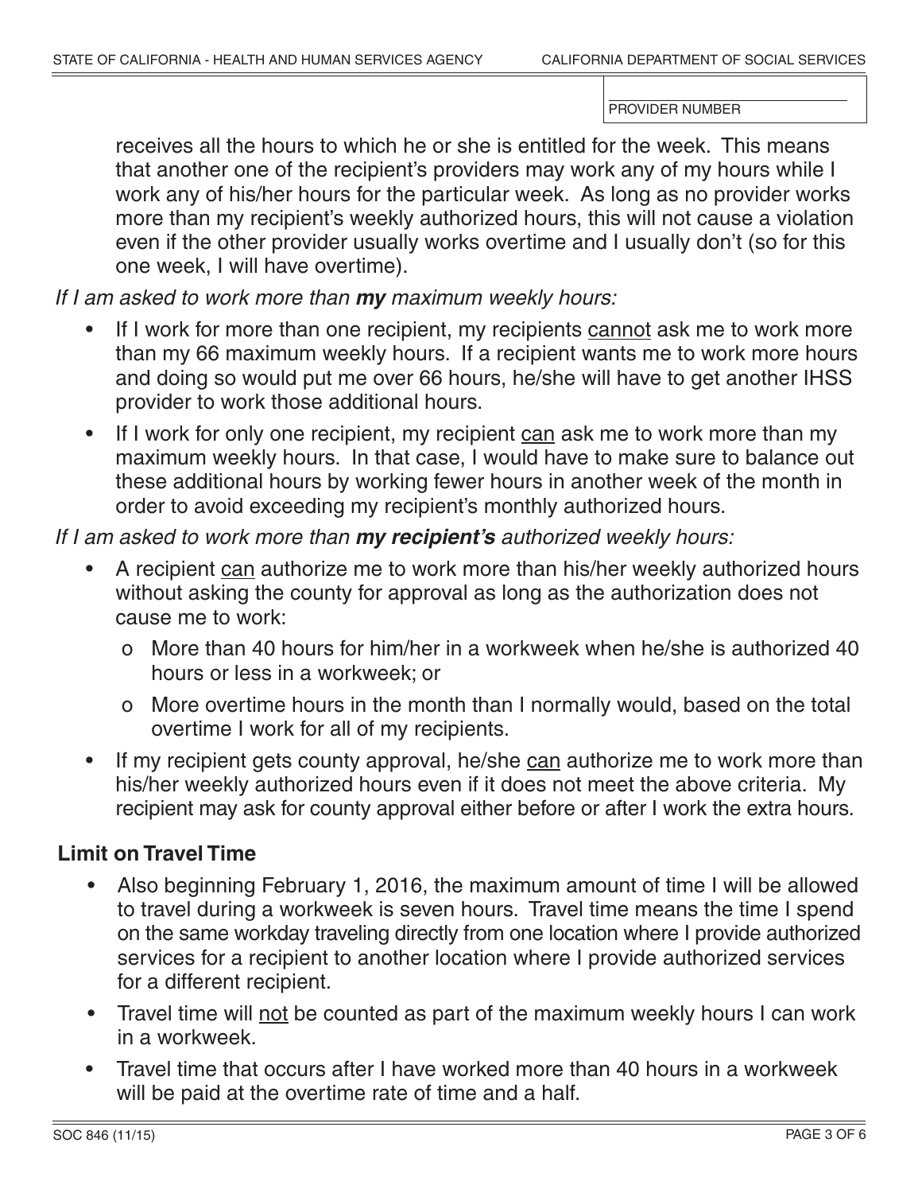PROVIDER NUMBER

receives all the hours to which he or she is entitled for the week. This means that another one of the recipient's providers may work any of my hours while I work any of his/her hours for the particular week. As long as no provider works more than my recipient's weekly authorized hours, this will not cause a violation even if the other provider usually works overtime and I usually don't (so for this one week, I will have overtime).

*If I am asked to work more than **my** maximum weekly hours:*

- If I work for more than one recipient, my recipients <u>cannot</u> ask me to work more than my 66 maximum weekly hours. If a recipient wants me to work more hours and doing so would put me over 66 hours, he/she will have to get another IHSS provider to work those additional hours.
- If I work for only one recipient, my recipient <u>can</u> ask me to work more than my maximum weekly hours. In that case, I would have to make sure to balance out these additional hours by working fewer hours in another week of the month in order to avoid exceeding my recipient's monthly authorized hours.

*If I am asked to work more than **my recipient's** authorized weekly hours:*

- A recipient <u>can</u> authorize me to work more than his/her weekly authorized hours without asking the county for approval as long as the authorization does not cause me to work:
  - o More than 40 hours for him/her in a workweek when he/she is authorized 40 hours or less in a workweek; or
  - o More overtime hours in the month than I normally would, based on the total overtime I work for all of my recipients.
- If my recipient gets county approval, he/she <u>can</u> authorize me to work more than his/her weekly authorized hours even if it does not meet the above criteria. My recipient may ask for county approval either before or after I work the extra hours.

### Limit on Travel Time

- Also beginning February 1, 2016, the maximum amount of time I will be allowed to travel during a workweek is seven hours. Travel time means the time I spend on the same workday traveling directly from one location where I provide authorized services for a recipient to another location where I provide authorized services for a different recipient.
- Travel time will <u>not</u> be counted as part of the maximum weekly hours I can work in a workweek.
- Travel time that occurs after I have worked more than 40 hours in a workweek will be paid at the overtime rate of time and a half.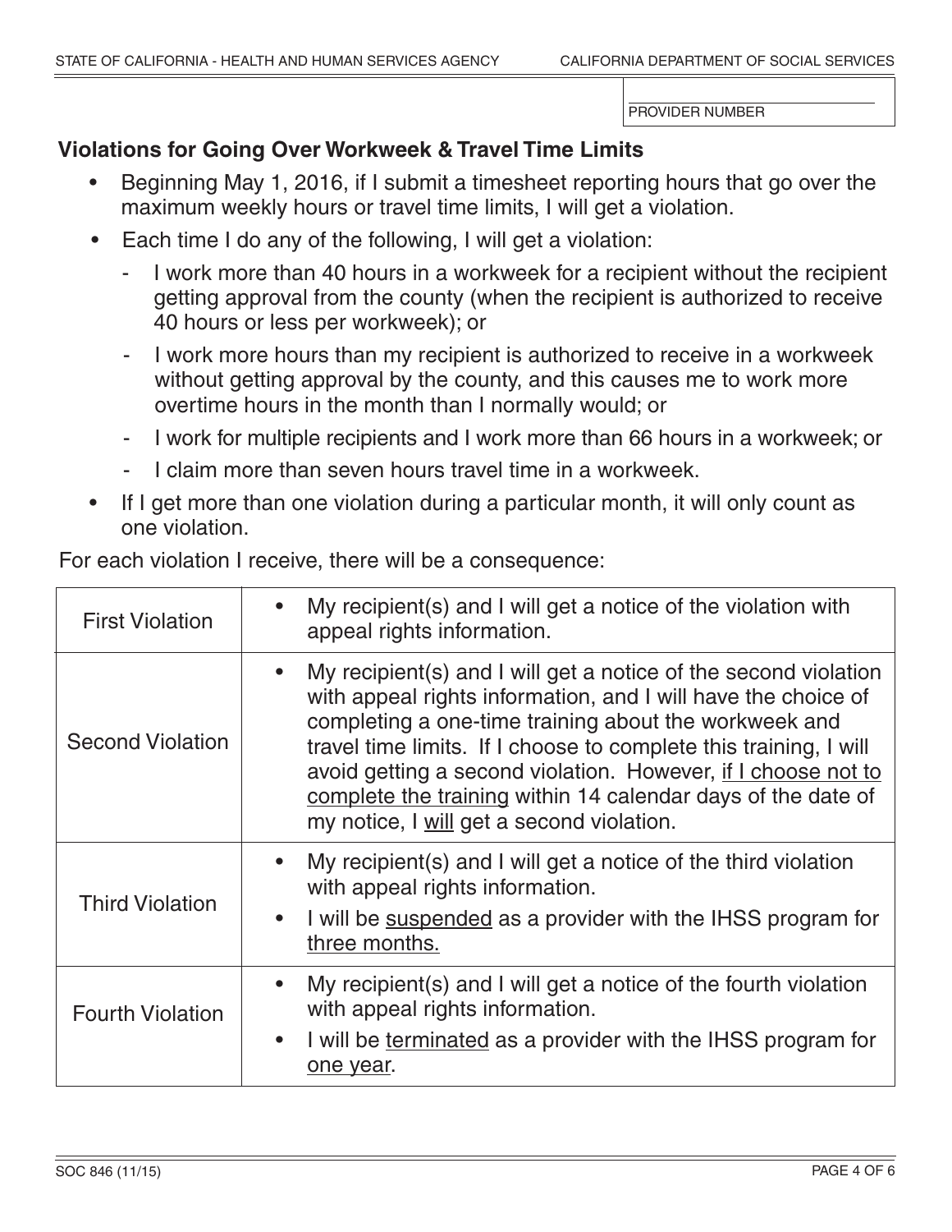PROVIDER NUMBER

### Violations for Going Over Workweek & Travel Time Limits

- Beginning May 1, 2016, if I submit a timesheet reporting hours that go over the maximum weekly hours or travel time limits, I will get a violation.
- Each time I do any of the following, I will get a violation:
  - I work more than 40 hours in a workweek for a recipient without the recipient getting approval from the county (when the recipient is authorized to receive 40 hours or less per workweek); or
  - I work more hours than my recipient is authorized to receive in a workweek without getting approval by the county, and this causes me to work more overtime hours in the month than I normally would; or
  - I work for multiple recipients and I work more than 66 hours in a workweek; or
  - I claim more than seven hours travel time in a workweek.
- If I get more than one violation during a particular month, it will only count as one violation.

For each violation I receive, there will be a consequence:

| | |
|---|---|
| First Violation | • My recipient(s) and I will get a notice of the violation with appeal rights information. |
| Second Violation | • My recipient(s) and I will get a notice of the second violation with appeal rights information, and I will have the choice of completing a one-time training about the workweek and travel time limits. If I choose to complete this training, I will avoid getting a second violation. However, <u>if I choose not to complete the training</u> within 14 calendar days of the date of my notice, I <u>will</u> get a second violation. |
| Third Violation | • My recipient(s) and I will get a notice of the third violation with appeal rights information. <br> • I will be <u>suspended</u> as a provider with the IHSS program for <u>three months.</u> |
| Fourth Violation | • My recipient(s) and I will get a notice of the fourth violation with appeal rights information. <br> • I will be <u>terminated</u> as a provider with the IHSS program for <u>one year</u>. |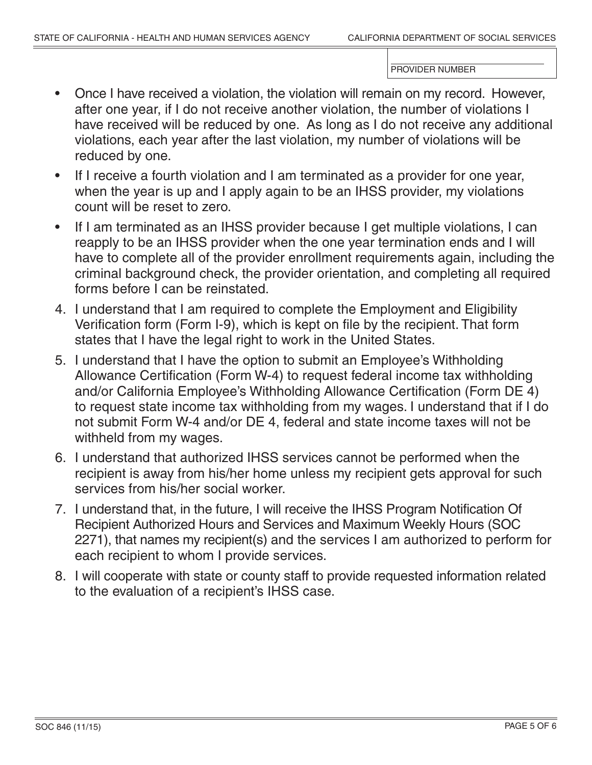PROVIDER NUMBER

- Once I have received a violation, the violation will remain on my record. However, after one year, if I do not receive another violation, the number of violations I have received will be reduced by one. As long as I do not receive any additional violations, each year after the last violation, my number of violations will be reduced by one.
- If I receive a fourth violation and I am terminated as a provider for one year, when the year is up and I apply again to be an IHSS provider, my violations count will be reset to zero.
- If I am terminated as an IHSS provider because I get multiple violations, I can reapply to be an IHSS provider when the one year termination ends and I will have to complete all of the provider enrollment requirements again, including the criminal background check, the provider orientation, and completing all required forms before I can be reinstated.

4. I understand that I am required to complete the Employment and Eligibility Verification form (Form I-9), which is kept on file by the recipient. That form states that I have the legal right to work in the United States.
5. I understand that I have the option to submit an Employee's Withholding Allowance Certification (Form W-4) to request federal income tax withholding and/or California Employee's Withholding Allowance Certification (Form DE 4) to request state income tax withholding from my wages. I understand that if I do not submit Form W-4 and/or DE 4, federal and state income taxes will not be withheld from my wages.
6. I understand that authorized IHSS services cannot be performed when the recipient is away from his/her home unless my recipient gets approval for such services from his/her social worker.
7. I understand that, in the future, I will receive the IHSS Program Notification Of Recipient Authorized Hours and Services and Maximum Weekly Hours (SOC 2271), that names my recipient(s) and the services I am authorized to perform for each recipient to whom I provide services.
8. I will cooperate with state or county staff to provide requested information related to the evaluation of a recipient's IHSS case.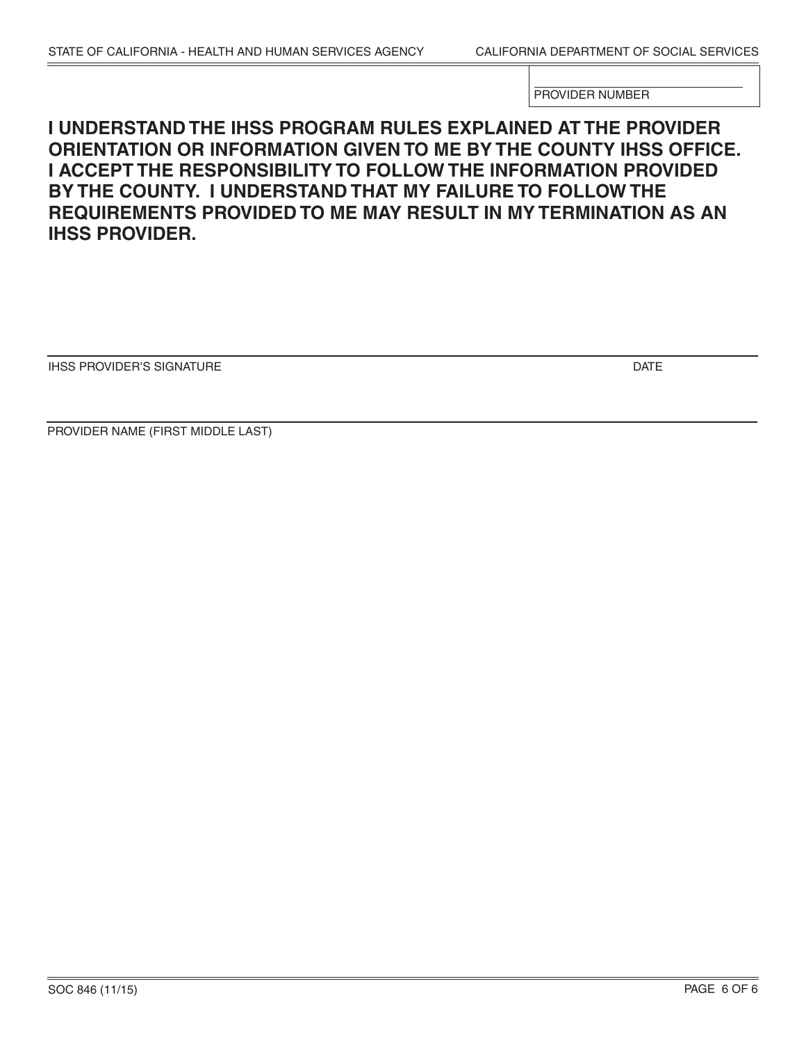PROVIDER NUMBER

**I UNDERSTAND THE IHSS PROGRAM RULES EXPLAINED AT THE PROVIDER ORIENTATION OR INFORMATION GIVEN TO ME BY THE COUNTY IHSS OFFICE. I ACCEPT THE RESPONSIBILITY TO FOLLOW THE INFORMATION PROVIDED BY THE COUNTY. I UNDERSTAND THAT MY FAILURE TO FOLLOW THE REQUIREMENTS PROVIDED TO ME MAY RESULT IN MY TERMINATION AS AN IHSS PROVIDER.**

IHSS PROVIDER'S SIGNATURE

DATE

PROVIDER NAME (FIRST MIDDLE LAST)